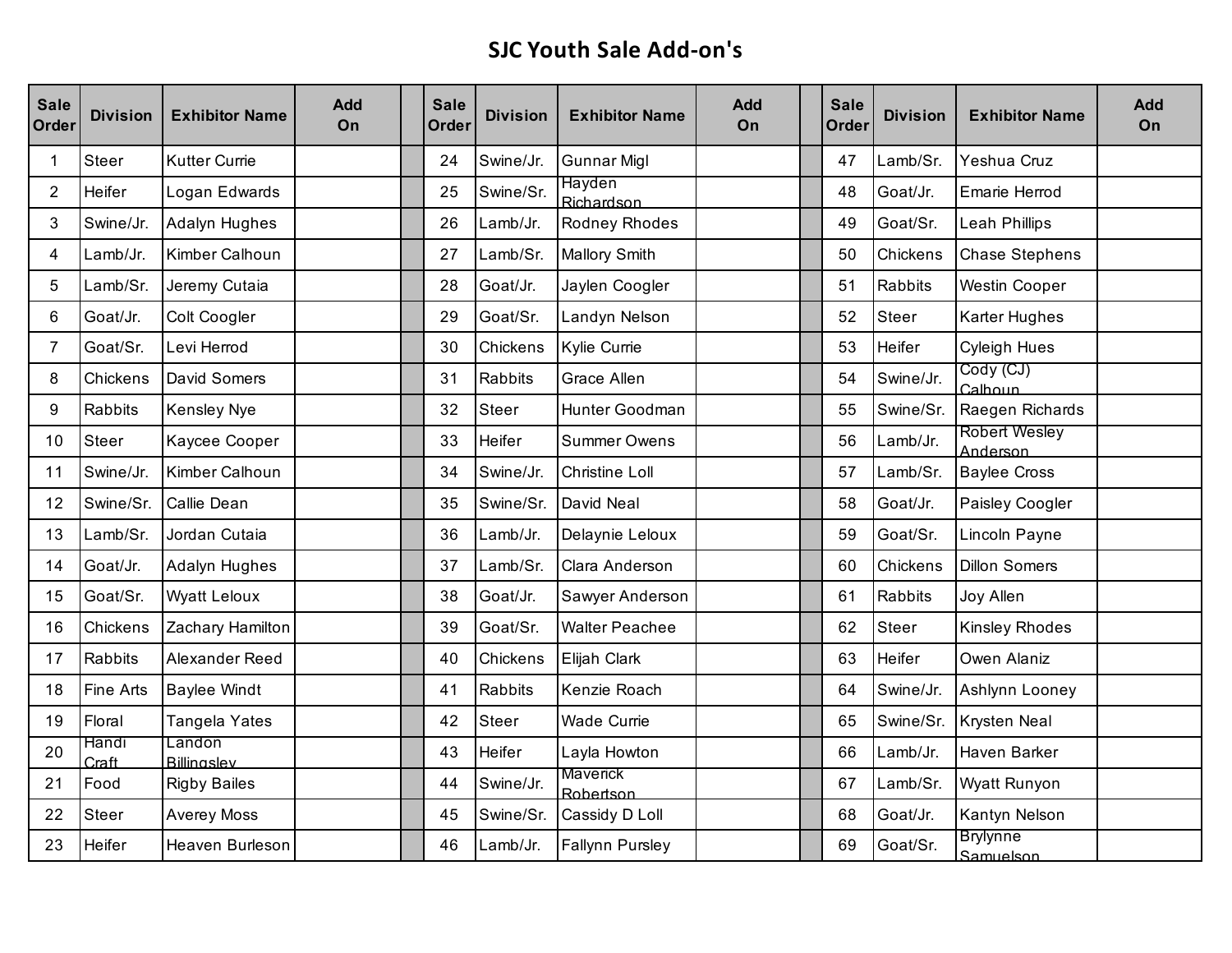# SJC Youth Sale Add-on's

| Sale Order | Division | Exhibitor Name | Add On | | Sale Order | Division | Exhibitor Name | Add On | | Sale Order | Division | Exhibitor Name | Add On |
|---|---|---|---|---|---|---|---|---|---|---|---|---|---|
| 1 | Steer | Kutter Currie | | | 24 | Swine/Jr. | Gunnar Migl | | | 47 | Lamb/Sr. | Yeshua Cruz | |
| 2 | Heifer | Logan Edwards | | | 25 | Swine/Sr. | Hayden Richardson | | | 48 | Goat/Jr. | Emarie Herrod | |
| 3 | Swine/Jr. | Adalyn Hughes | | | 26 | Lamb/Jr. | Rodney Rhodes | | | 49 | Goat/Sr. | Leah Phillips | |
| 4 | Lamb/Jr. | Kimber Calhoun | | | 27 | Lamb/Sr. | Mallory Smith | | | 50 | Chickens | Chase Stephens | |
| 5 | Lamb/Sr. | Jeremy Cutaia | | | 28 | Goat/Jr. | Jaylen Coogler | | | 51 | Rabbits | Westin Cooper | |
| 6 | Goat/Jr. | Colt Coogler | | | 29 | Goat/Sr. | Landyn Nelson | | | 52 | Steer | Karter Hughes | |
| 7 | Goat/Sr. | Levi Herrod | | | 30 | Chickens | Kylie Currie | | | 53 | Heifer | Cyleigh Hues | |
| 8 | Chickens | David Somers | | | 31 | Rabbits | Grace Allen | | | 54 | Swine/Jr. | Cody (CJ) Calhoun | |
| 9 | Rabbits | Kensley Nye | | | 32 | Steer | Hunter Goodman | | | 55 | Swine/Sr. | Raegen Richards | |
| 10 | Steer | Kaycee Cooper | | | 33 | Heifer | Summer Owens | | | 56 | Lamb/Jr. | Robert Wesley Anderson | |
| 11 | Swine/Jr. | Kimber Calhoun | | | 34 | Swine/Jr. | Christine Loll | | | 57 | Lamb/Sr. | Baylee Cross | |
| 12 | Swine/Sr. | Callie Dean | | | 35 | Swine/Sr. | David Neal | | | 58 | Goat/Jr. | Paisley Coogler | |
| 13 | Lamb/Sr. | Jordan Cutaia | | | 36 | Lamb/Jr. | Delaynie Leloux | | | 59 | Goat/Sr. | Lincoln Payne | |
| 14 | Goat/Jr. | Adalyn Hughes | | | 37 | Lamb/Sr. | Clara Anderson | | | 60 | Chickens | Dillon Somers | |
| 15 | Goat/Sr. | Wyatt Leloux | | | 38 | Goat/Jr. | Sawyer Anderson | | | 61 | Rabbits | Joy Allen | |
| 16 | Chickens | Zachary Hamilton | | | 39 | Goat/Sr. | Walter Peachee | | | 62 | Steer | Kinsley Rhodes | |
| 17 | Rabbits | Alexander Reed | | | 40 | Chickens | Elijah Clark | | | 63 | Heifer | Owen Alaniz | |
| 18 | Fine Arts | Baylee Windt | | | 41 | Rabbits | Kenzie Roach | | | 64 | Swine/Jr. | Ashlynn Looney | |
| 19 | Floral | Tangela Yates | | | 42 | Steer | Wade Currie | | | 65 | Swine/Sr. | Krysten Neal | |
| 20 | Handi Craft | Landon Billingsley | | | 43 | Heifer | Layla Howton | | | 66 | Lamb/Jr. | Haven Barker | |
| 21 | Food | Rigby Bailes | | | 44 | Swine/Jr. | Maverick Robertson | | | 67 | Lamb/Sr. | Wyatt Runyon | |
| 22 | Steer | Averey Moss | | | 45 | Swine/Sr. | Cassidy D Loll | | | 68 | Goat/Jr. | Kantyn Nelson | |
| 23 | Heifer | Heaven Burleson | | | 46 | Lamb/Jr. | Fallynn Pursley | | | 69 | Goat/Sr. | Brylynne Samuelson | |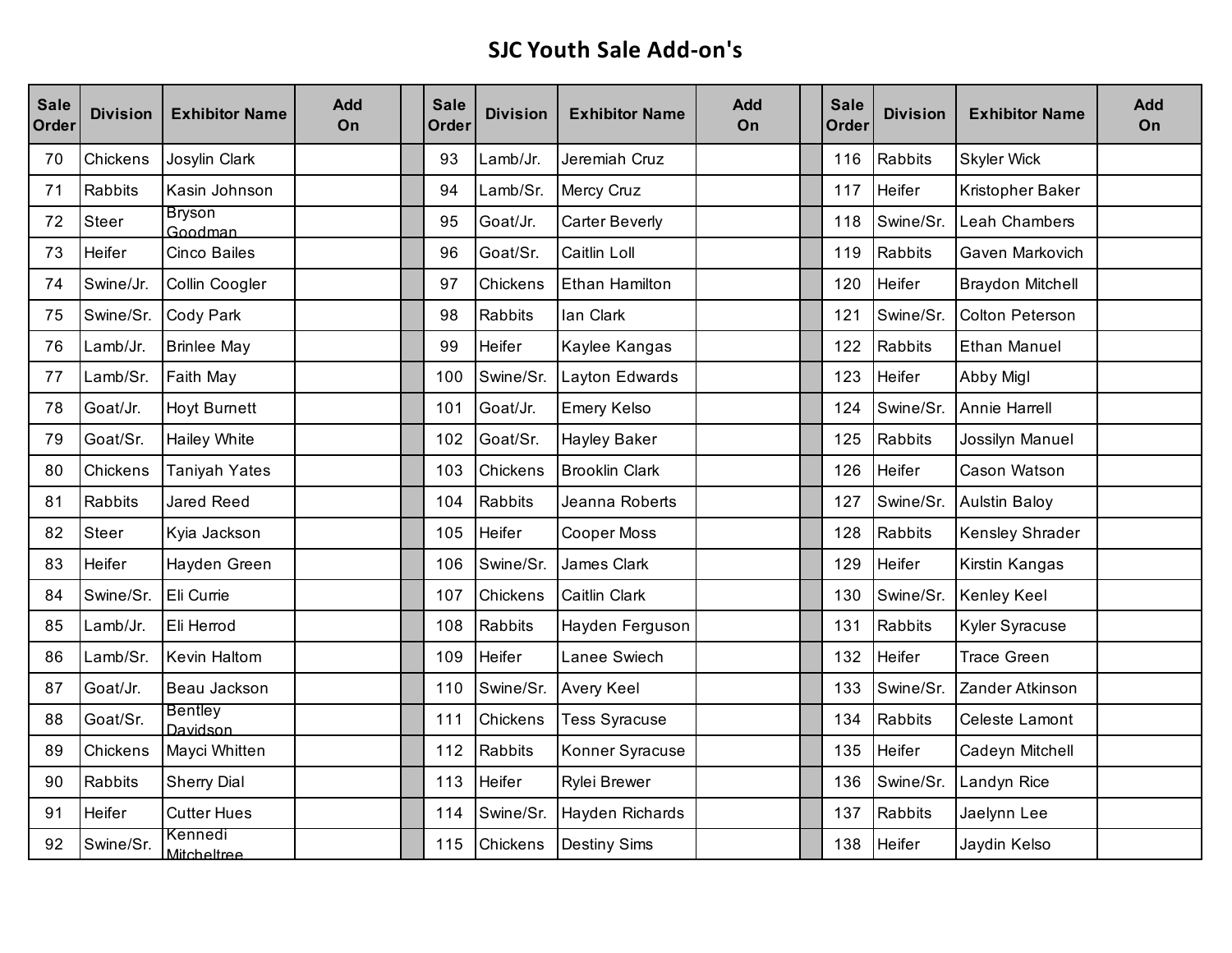# SJC Youth Sale Add-on's

| Sale Order | Division | Exhibitor Name | Add On | | Sale Order | Division | Exhibitor Name | Add On | | Sale Order | Division | Exhibitor Name | Add On |
|---|---|---|---|---|---|---|---|---|---|---|---|---|---|
| 70 | Chickens | Josylin Clark | | | 93 | Lamb/Jr. | Jeremiah Cruz | | | 116 | Rabbits | Skyler Wick | |
| 71 | Rabbits | Kasin Johnson | | | 94 | Lamb/Sr. | Mercy Cruz | | | 117 | Heifer | Kristopher Baker | |
| 72 | Steer | Bryson Goodman | | | 95 | Goat/Jr. | Carter Beverly | | | 118 | Swine/Sr. | Leah Chambers | |
| 73 | Heifer | Cinco Bailes | | | 96 | Goat/Sr. | Caitlin Loll | | | 119 | Rabbits | Gaven Markovich | |
| 74 | Swine/Jr. | Collin Coogler | | | 97 | Chickens | Ethan Hamilton | | | 120 | Heifer | Braydon Mitchell | |
| 75 | Swine/Sr. | Cody Park | | | 98 | Rabbits | Ian Clark | | | 121 | Swine/Sr. | Colton Peterson | |
| 76 | Lamb/Jr. | Brinlee May | | | 99 | Heifer | Kaylee Kangas | | | 122 | Rabbits | Ethan Manuel | |
| 77 | Lamb/Sr. | Faith May | | | 100 | Swine/Sr. | Layton Edwards | | | 123 | Heifer | Abby Migl | |
| 78 | Goat/Jr. | Hoyt Burnett | | | 101 | Goat/Jr. | Emery Kelso | | | 124 | Swine/Sr. | Annie Harrell | |
| 79 | Goat/Sr. | Hailey White | | | 102 | Goat/Sr. | Hayley Baker | | | 125 | Rabbits | Jossilyn Manuel | |
| 80 | Chickens | Taniyah Yates | | | 103 | Chickens | Brooklin Clark | | | 126 | Heifer | Cason Watson | |
| 81 | Rabbits | Jared Reed | | | 104 | Rabbits | Jeanna Roberts | | | 127 | Swine/Sr. | Aulstin Baloy | |
| 82 | Steer | Kyia Jackson | | | 105 | Heifer | Cooper Moss | | | 128 | Rabbits | Kensley Shrader | |
| 83 | Heifer | Hayden Green | | | 106 | Swine/Sr. | James Clark | | | 129 | Heifer | Kirstin Kangas | |
| 84 | Swine/Sr. | Eli Currie | | | 107 | Chickens | Caitlin Clark | | | 130 | Swine/Sr. | Kenley Keel | |
| 85 | Lamb/Jr. | Eli Herrod | | | 108 | Rabbits | Hayden Ferguson | | | 131 | Rabbits | Kyler Syracuse | |
| 86 | Lamb/Sr. | Kevin Haltom | | | 109 | Heifer | Lanee Swiech | | | 132 | Heifer | Trace Green | |
| 87 | Goat/Jr. | Beau Jackson | | | 110 | Swine/Sr. | Avery Keel | | | 133 | Swine/Sr. | Zander Atkinson | |
| 88 | Goat/Sr. | Bentley Davidson | | | 111 | Chickens | Tess Syracuse | | | 134 | Rabbits | Celeste Lamont | |
| 89 | Chickens | Mayci Whitten | | | 112 | Rabbits | Konner Syracuse | | | 135 | Heifer | Cadeyn Mitchell | |
| 90 | Rabbits | Sherry Dial | | | 113 | Heifer | Rylei Brewer | | | 136 | Swine/Sr. | Landyn Rice | |
| 91 | Heifer | Cutter Hues | | | 114 | Swine/Sr. | Hayden Richards | | | 137 | Rabbits | Jaelynn Lee | |
| 92 | Swine/Sr. | Kennedi Mitcheltree | | | 115 | Chickens | Destiny Sims | | | 138 | Heifer | Jaydin Kelso | |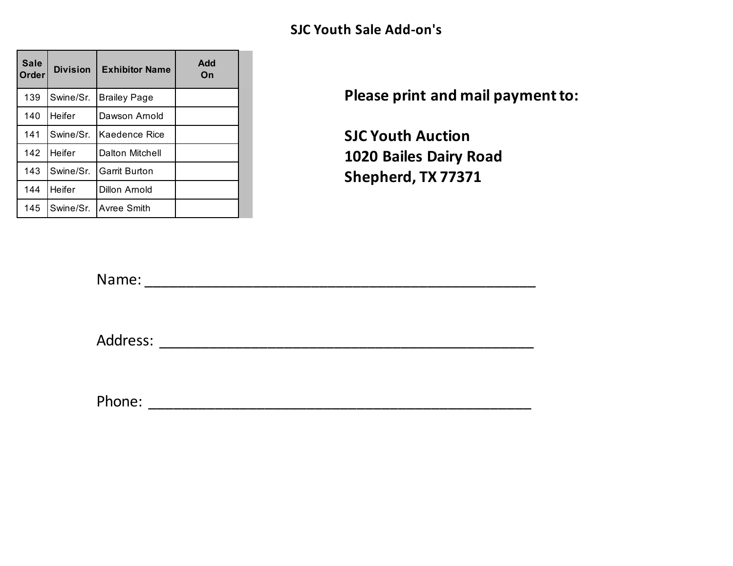# SJC Youth Sale Add-on's

| Sale Order | Division | Exhibitor Name | Add On |
|---|---|---|---|
| 139 | Swine/Sr. | Brailey Page | |
| 140 | Heifer | Dawson Arnold | |
| 141 | Swine/Sr. | Kaedence Rice | |
| 142 | Heifer | Dalton Mitchell | |
| 143 | Swine/Sr. | Garrit Burton | |
| 144 | Heifer | Dillon Arnold | |
| 145 | Swine/Sr. | Avree Smith | |

**Please print and mail payment to:**

**SJC Youth Auction**
**1020 Bailes Dairy Road**
**Shepherd, TX 77371**

Name: ______________________________________________

Address: ____________________________________________

Phone: _____________________________________________